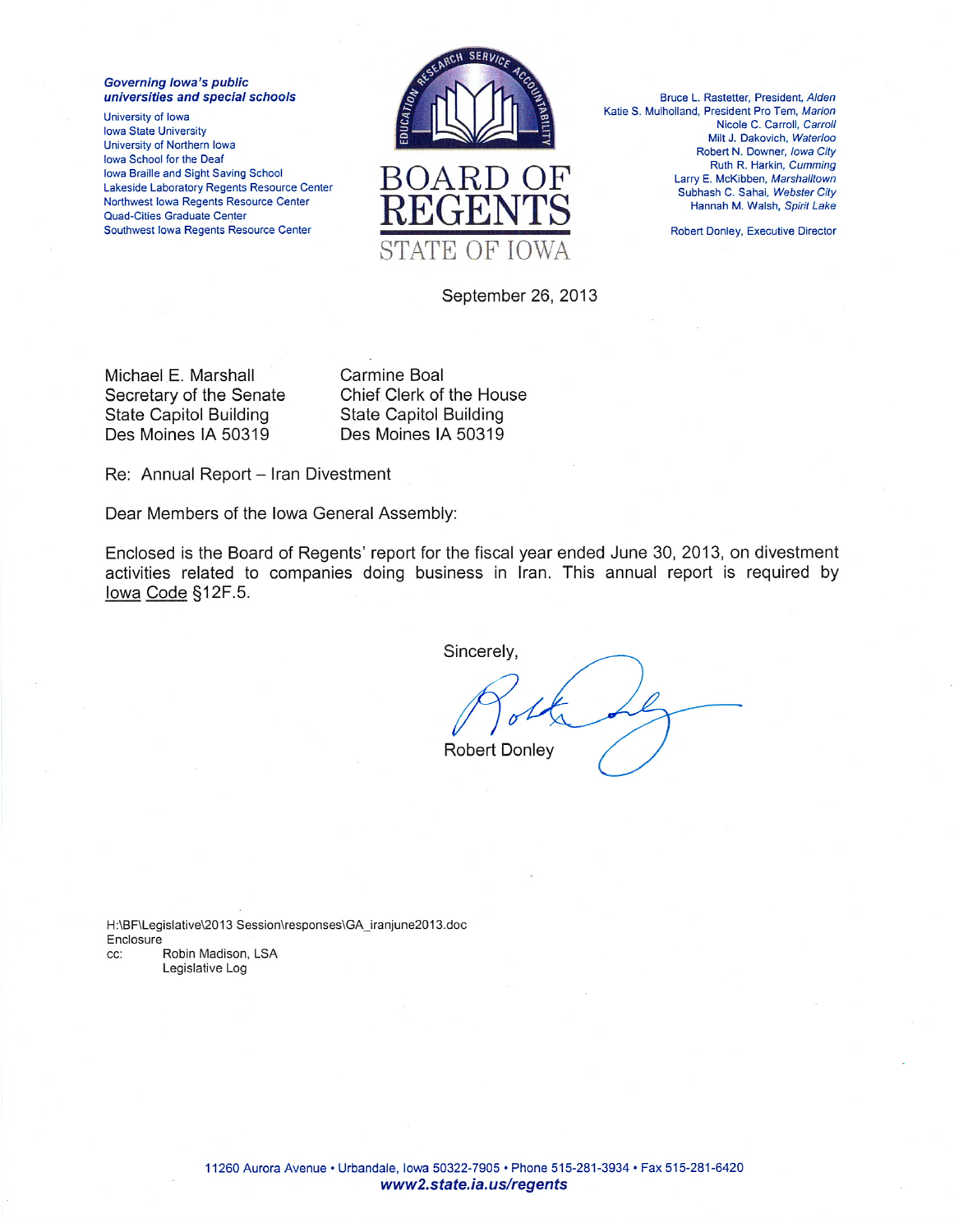***Governing Iowa's public universities and special schools***

University of Iowa
Iowa State University
University of Northern Iowa
Iowa School for the Deaf
Iowa Braille and Sight Saving School
Lakeside Laboratory Regents Resource Center
Northwest Iowa Regents Resource Center
Quad-Cities Graduate Center
Southwest Iowa Regents Resource Center

# BOARD OF REGENTS
STATE OF IOWA

Bruce L. Rastetter, President, *Alden*
Katie S. Mulholland, President Pro Tem, *Marion*
Nicole C. Carroll, *Carroll*
Milt J. Dakovich, *Waterloo*
Robert N. Downer, *Iowa City*
Ruth R. Harkin, *Cumming*
Larry E. McKibben, *Marshalltown*
Subhash C. Sahai, *Webster City*
Hannah M. Walsh, *Spirit Lake*

Robert Donley, Executive Director

September 26, 2013

Michael E. Marshall
Secretary of the Senate
State Capitol Building
Des Moines IA 50319

Carmine Boal
Chief Clerk of the House
State Capitol Building
Des Moines IA 50319

Re: Annual Report – Iran Divestment

Dear Members of the Iowa General Assembly:

Enclosed is the Board of Regents' report for the fiscal year ended June 30, 2013, on divestment activities related to companies doing business in Iran. This annual report is required by Iowa Code §12F.5.

Sincerely,

Robert Donley

H:\BF\Legislative\2013 Session\responses\GA_iranjune2013.doc
Enclosure
cc: Robin Madison, LSA
Legislative Log

11260 Aurora Avenue • Urbandale, Iowa 50322-7905 • Phone 515-281-3934 • Fax 515-281-6420
***www2.state.ia.us/regents***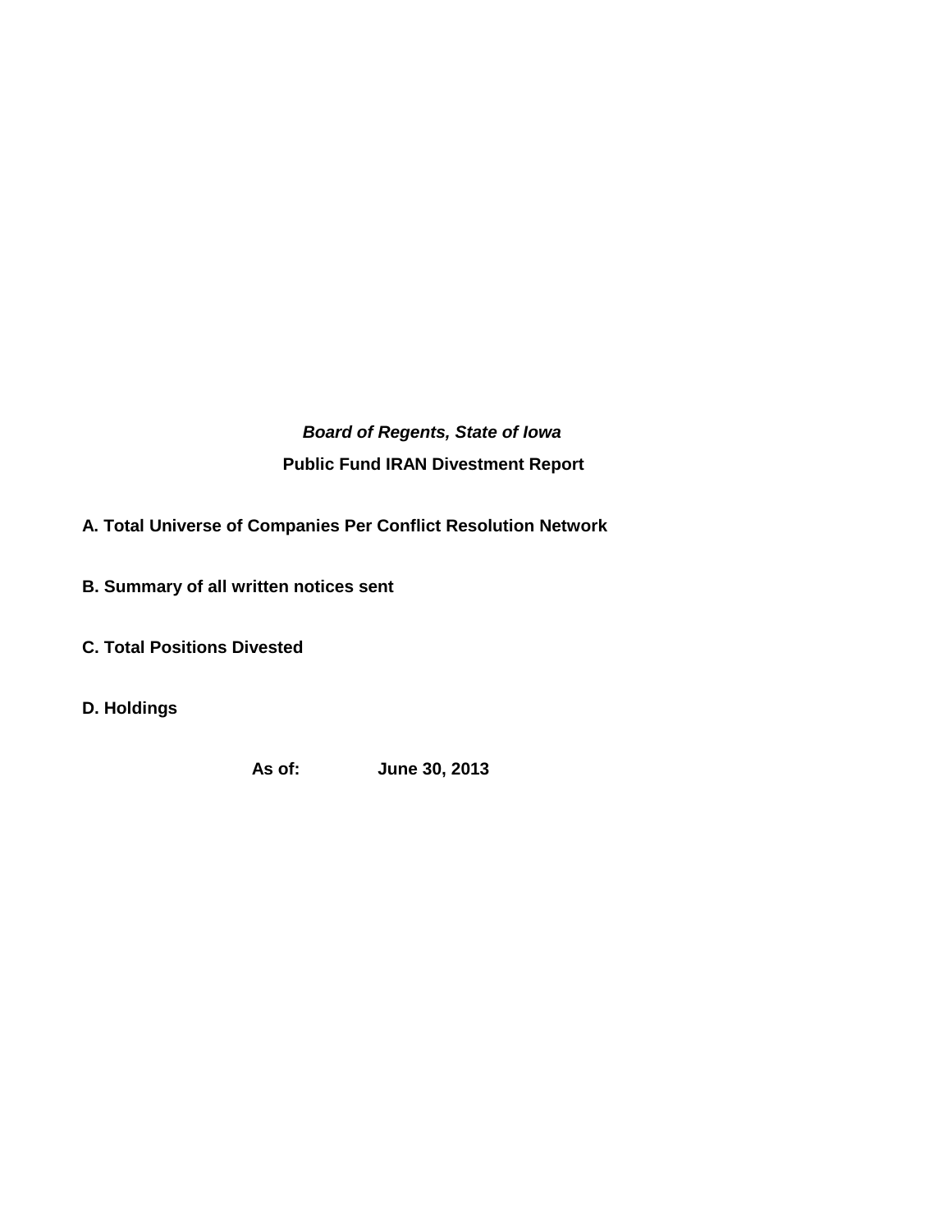***Board of Regents, State of Iowa***

**Public Fund IRAN Divestment Report**

**A. Total Universe of Companies Per Conflict Resolution Network**

**B. Summary of all written notices sent**

**C. Total Positions Divested**

**D. Holdings**

**As of: June 30, 2013**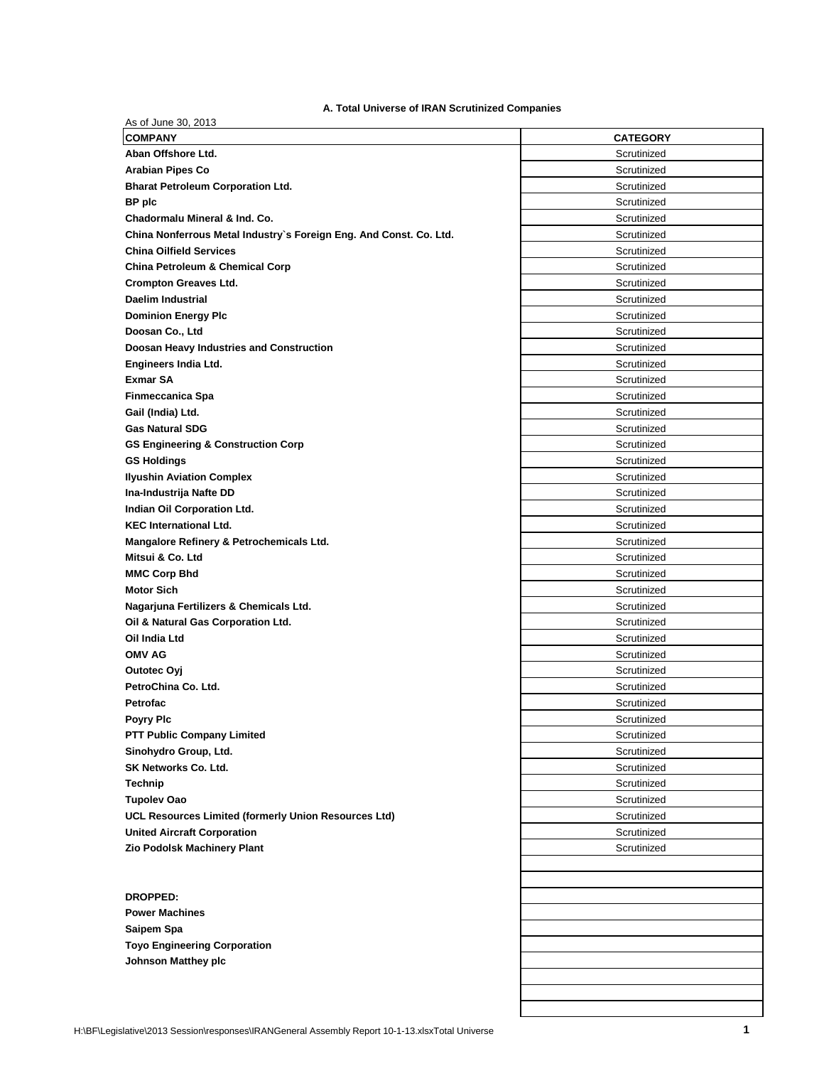**A. Total Universe of IRAN Scrutinized Companies**

As of June 30, 2013

| COMPANY | CATEGORY |
|---|---|
| **Aban Offshore Ltd.** | Scrutinized |
| **Arabian Pipes Co** | Scrutinized |
| **Bharat Petroleum Corporation Ltd.** | Scrutinized |
| **BP plc** | Scrutinized |
| **Chadormalu Mineral & Ind. Co.** | Scrutinized |
| **China Nonferrous Metal Industry`s Foreign Eng. And Const. Co. Ltd.** | Scrutinized |
| **China Oilfield Services** | Scrutinized |
| **China Petroleum & Chemical Corp** | Scrutinized |
| **Crompton Greaves Ltd.** | Scrutinized |
| **Daelim Industrial** | Scrutinized |
| **Dominion Energy Plc** | Scrutinized |
| **Doosan Co., Ltd** | Scrutinized |
| **Doosan Heavy Industries and Construction** | Scrutinized |
| **Engineers India Ltd.** | Scrutinized |
| **Exmar SA** | Scrutinized |
| **Finmeccanica Spa** | Scrutinized |
| **Gail (India) Ltd.** | Scrutinized |
| **Gas Natural SDG** | Scrutinized |
| **GS Engineering & Construction Corp** | Scrutinized |
| **GS Holdings** | Scrutinized |
| **Ilyushin Aviation Complex** | Scrutinized |
| **Ina-Industrija Nafte DD** | Scrutinized |
| **Indian Oil Corporation Ltd.** | Scrutinized |
| **KEC International Ltd.** | Scrutinized |
| **Mangalore Refinery & Petrochemicals Ltd.** | Scrutinized |
| **Mitsui & Co. Ltd** | Scrutinized |
| **MMC Corp Bhd** | Scrutinized |
| **Motor Sich** | Scrutinized |
| **Nagarjuna Fertilizers & Chemicals Ltd.** | Scrutinized |
| **Oil & Natural Gas Corporation Ltd.** | Scrutinized |
| **Oil India Ltd** | Scrutinized |
| **OMV AG** | Scrutinized |
| **Outotec Oyj** | Scrutinized |
| **PetroChina Co. Ltd.** | Scrutinized |
| **Petrofac** | Scrutinized |
| **Poyry Plc** | Scrutinized |
| **PTT Public Company Limited** | Scrutinized |
| **Sinohydro Group, Ltd.** | Scrutinized |
| **SK Networks Co. Ltd.** | Scrutinized |
| **Technip** | Scrutinized |
| **Tupolev Oao** | Scrutinized |
| **UCL Resources Limited (formerly Union Resources Ltd)** | Scrutinized |
| **United Aircraft Corporation** | Scrutinized |
| **Zio Podolsk Machinery Plant** | Scrutinized |
| | |
| | |
| **DROPPED:** | |
| **Power Machines** | |
| **Saipem Spa** | |
| **Toyo Engineering Corporation** | |
| **Johnson Matthey plc** | |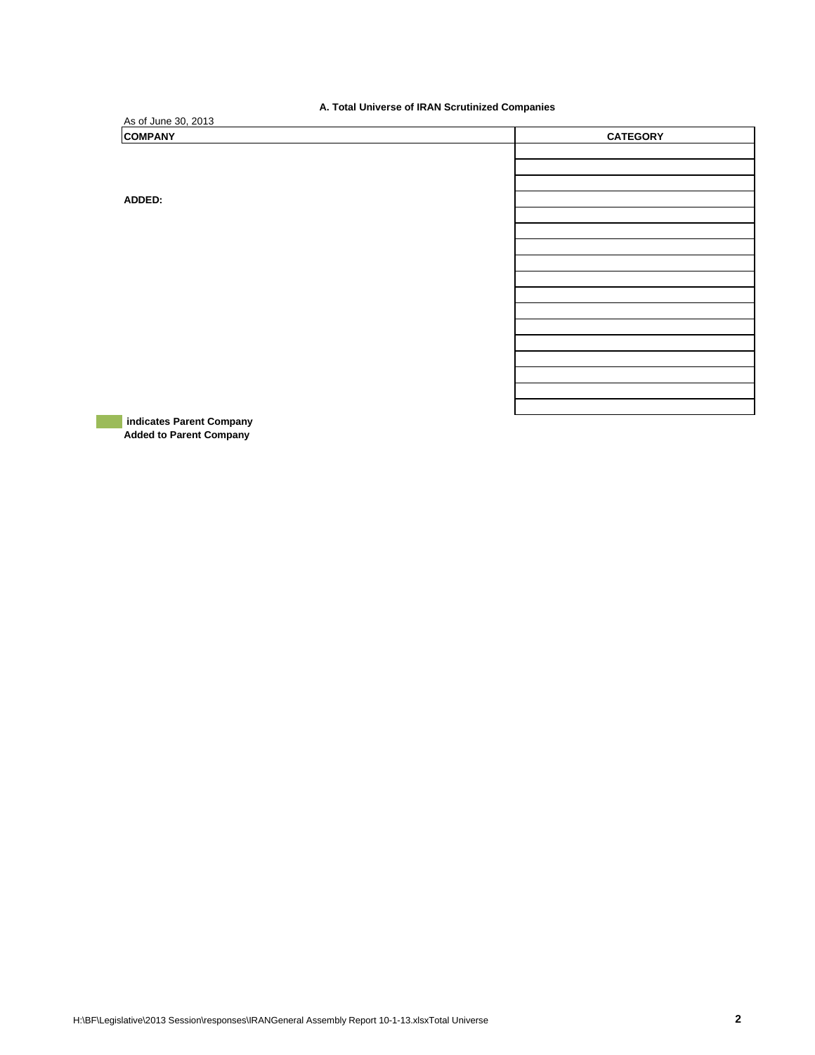**A. Total Universe of IRAN Scrutinized Companies**

As of June 30, 2013

| COMPANY | CATEGORY |
|---|---|
| | |
| | |
| | |
| **ADDED:** | |
| | |
| | |
| | |
| | |
| | |
| | |
| | |
| | |
| | |
| | |
| | |
| | |
| | |

**indicates Parent Company**

**Added to Parent Company**

H:\BF\Legislative\2013 Session\responses\IRANGeneral Assembly Report 10-1-13.xlsxTotal Universe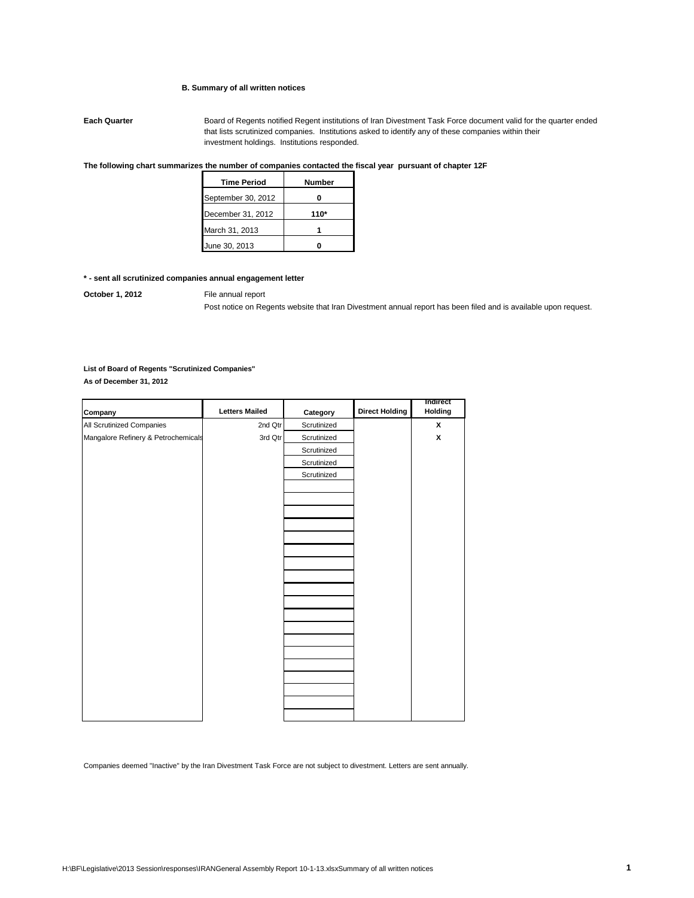### B. Summary of all written notices

**Each Quarter** Board of Regents notified Regent institutions of Iran Divestment Task Force document valid for the quarter ended that lists scrutinized companies. Institutions asked to identify any of these companies within their investment holdings. Institutions responded.

**The following chart summarizes the number of companies contacted the fiscal year pursuant of chapter 12F**

| Time Period | Number |
|---|---|
| September 30, 2012 | 0 |
| December 31, 2012 | 110* |
| March 31, 2013 | 1 |
| June 30, 2013 | 0 |

**\* - sent all scrutinized companies annual engagement letter**

**October 1, 2012** File annual report

Post notice on Regents website that Iran Divestment annual report has been filed and is available upon request.

**List of Board of Regents "Scrutinized Companies"**
**As of December 31, 2012**

| Company | Letters Mailed | Category | Direct Holding | Indirect Holding |
|---|---|---|---|---|
| All Scrutinized Companies | 2nd Qtr | Scrutinized | | X |
| Mangalore Refinery & Petrochemicals | 3rd Qtr | Scrutinized | | X |
| | | Scrutinized | | |
| | | Scrutinized | | |
| | | Scrutinized | | |

Companies deemed "Inactive" by the Iran Divestment Task Force are not subject to divestment. Letters are sent annually.

H:\BF\Legislative\2013 Session\responses\IRANGeneral Assembly Report 10-1-13.xlsxSummary of all written notices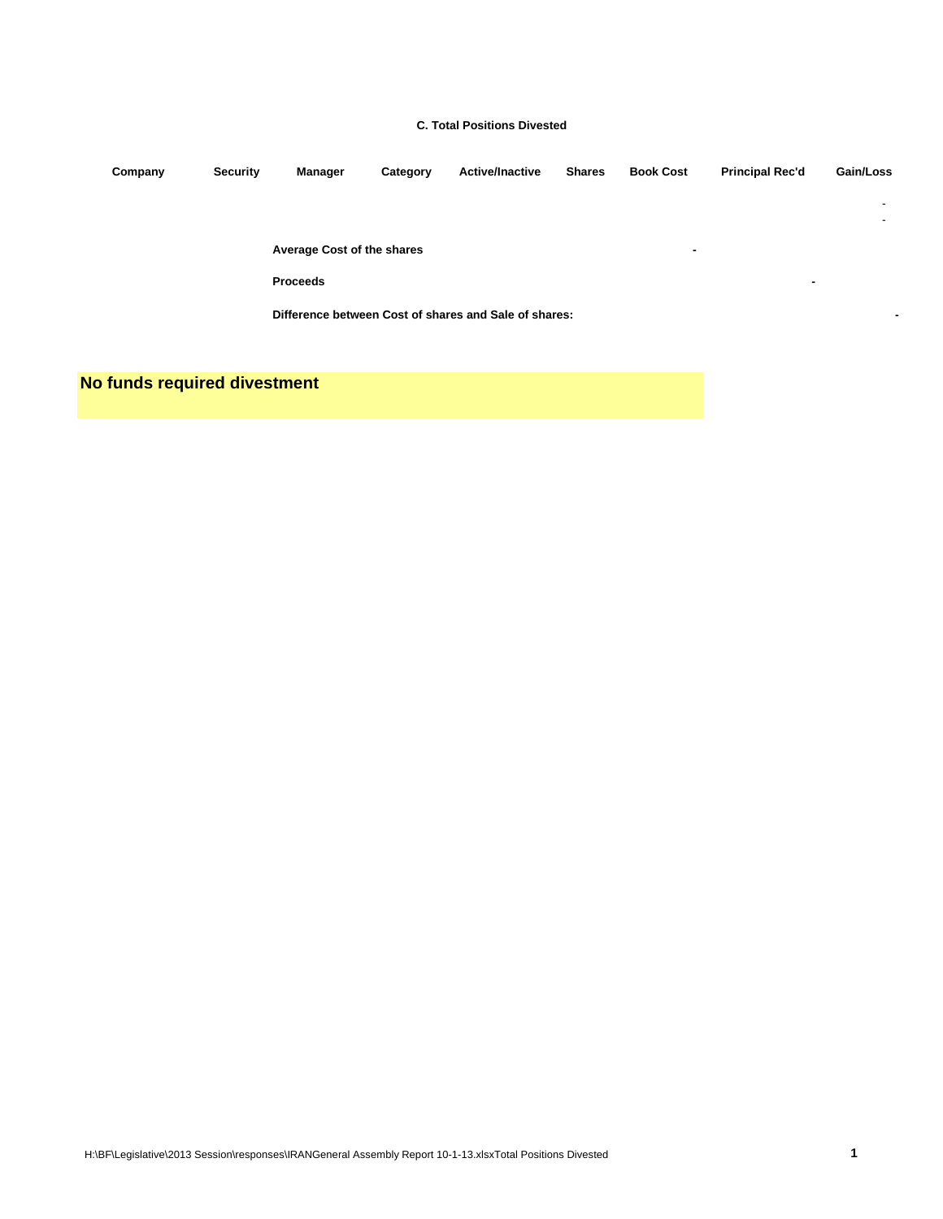### C. Total Positions Divested

| Company | Security | Manager | Category | Active/Inactive | Shares | Book Cost | Principal Rec'd | Gain/Loss |
|---|---|---|---|---|---|---|---|---|
| | | | | | | | | - |
| | | | | | | | | - |

| | | |
|---|---|---|
| **Average Cost of the shares** | **-** | |
| **Proceeds** | | **-** |
| **Difference between Cost of shares and Sale of shares:** | | **-** |

**No funds required divestment**

H:\BF\Legislative\2013 Session\responses\IRANGeneral Assembly Report 10-1-13.xlsxTotal Positions Divested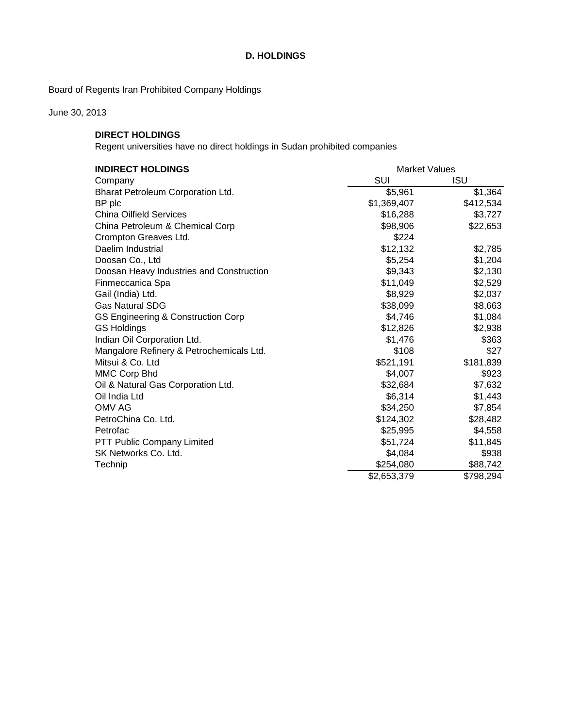**D. HOLDINGS**

Board of Regents Iran Prohibited Company Holdings

June 30, 2013

**DIRECT HOLDINGS**

Regent universities have no direct holdings in Sudan prohibited companies

| **INDIRECT HOLDINGS** | Market Values | |
|---|---|---|
| Company | SUI | ISU |
| Bharat Petroleum Corporation Ltd. | $5,961 | $1,364 |
| BP plc | $1,369,407 | $412,534 |
| China Oilfield Services | $16,288 | $3,727 |
| China Petroleum & Chemical Corp | $98,906 | $22,653 |
| Crompton Greaves Ltd. | $224 | |
| Daelim Industrial | $12,132 | $2,785 |
| Doosan Co., Ltd | $5,254 | $1,204 |
| Doosan Heavy Industries and Construction | $9,343 | $2,130 |
| Finmeccanica Spa | $11,049 | $2,529 |
| Gail (India) Ltd. | $8,929 | $2,037 |
| Gas Natural SDG | $38,099 | $8,663 |
| GS Engineering & Construction Corp | $4,746 | $1,084 |
| GS Holdings | $12,826 | $2,938 |
| Indian Oil Corporation Ltd. | $1,476 | $363 |
| Mangalore Refinery & Petrochemicals Ltd. | $108 | $27 |
| Mitsui & Co. Ltd | $521,191 | $181,839 |
| MMC Corp Bhd | $4,007 | $923 |
| Oil & Natural Gas Corporation Ltd. | $32,684 | $7,632 |
| Oil India Ltd | $6,314 | $1,443 |
| OMV AG | $34,250 | $7,854 |
| PetroChina Co. Ltd. | $124,302 | $28,482 |
| Petrofac | $25,995 | $4,558 |
| PTT Public Company Limited | $51,724 | $11,845 |
| SK Networks Co. Ltd. | $4,084 | $938 |
| Technip | $254,080 | $88,742 |
| | $2,653,379 | $798,294 |